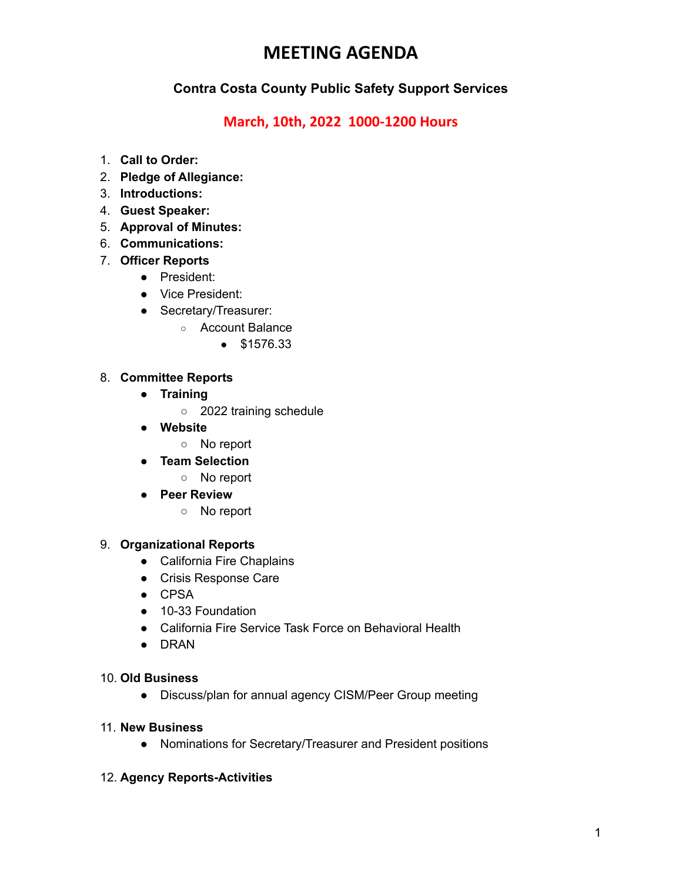# MEETING AGENDA

### Contra Costa County Public Safety Support Services

**March, 10th, 2022 1000-1200 Hours**

1. **Call to Order:**
2. **Pledge of Allegiance:**
3. **Introductions:**
4. **Guest Speaker:**
5. **Approval of Minutes:**
6. **Communications:**
7. **Officer Reports**
   - President:
   - Vice President:
   - Secretary/Treasurer:
     - Account Balance
       - $1576.33

8. **Committee Reports**
   - **Training**
     - 2022 training schedule
   - **Website**
     - No report
   - **Team Selection**
     - No report
   - **Peer Review**
     - No report

9. **Organizational Reports**
   - California Fire Chaplains
   - Crisis Response Care
   - CPSA
   - 10-33 Foundation
   - California Fire Service Task Force on Behavioral Health
   - DRAN

10. **Old Business**
    - Discuss/plan for annual agency CISM/Peer Group meeting

11. **New Business**
    - Nominations for Secretary/Treasurer and President positions

12. **Agency Reports-Activities**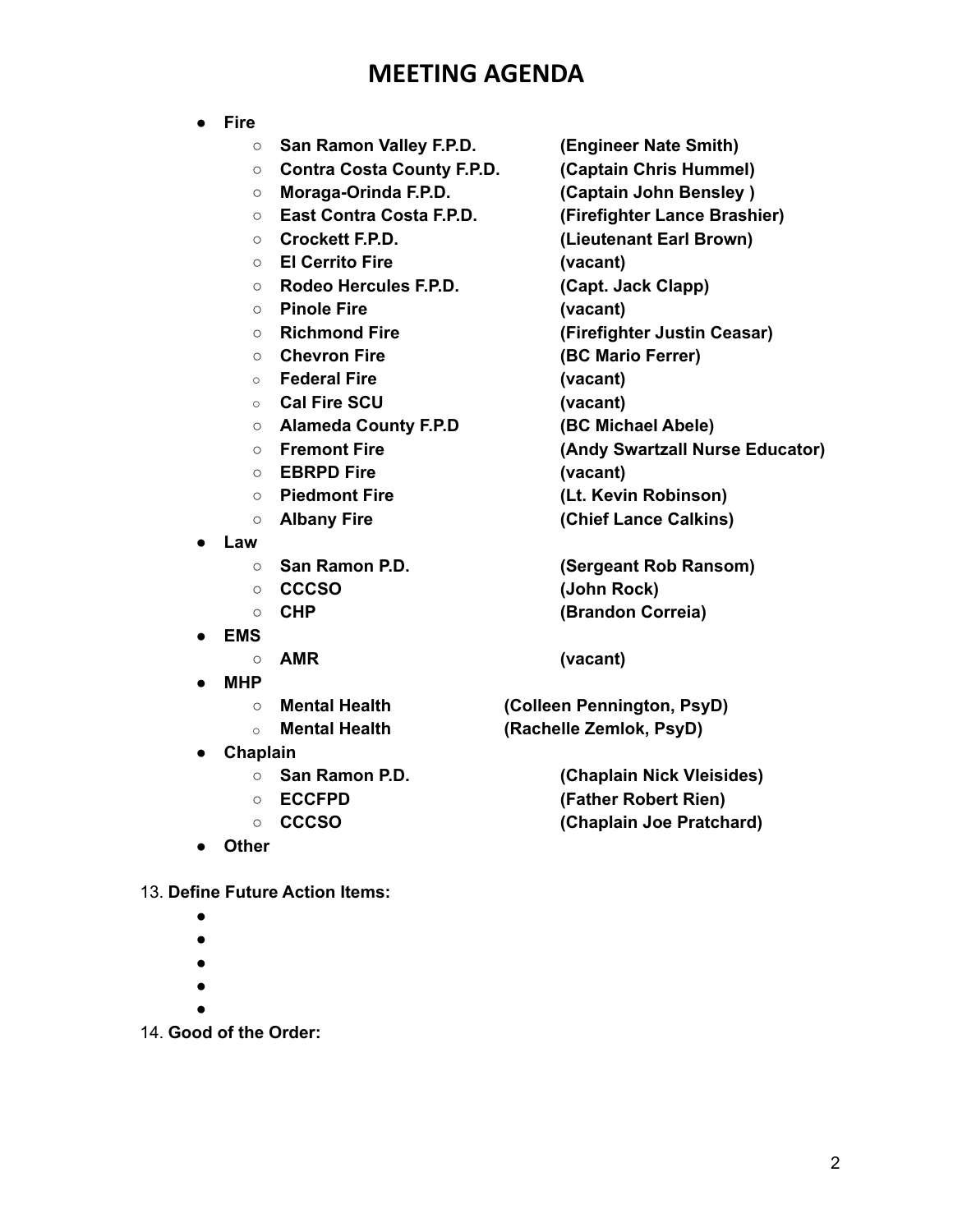# MEETING AGENDA

- **Fire**
  - **San Ramon Valley F.P.D.** **(Engineer Nate Smith)**
  - **Contra Costa County F.P.D.** **(Captain Chris Hummel)**
  - **Moraga-Orinda F.P.D.** **(Captain John Bensley )**
  - **East Contra Costa F.P.D.** **(Firefighter Lance Brashier)**
  - **Crockett F.P.D.** **(Lieutenant Earl Brown)**
  - **El Cerrito Fire** **(vacant)**
  - **Rodeo Hercules F.P.D.** **(Capt. Jack Clapp)**
  - **Pinole Fire** **(vacant)**
  - **Richmond Fire** **(Firefighter Justin Ceasar)**
  - **Chevron Fire** **(BC Mario Ferrer)**
  - **Federal Fire** **(vacant)**
  - **Cal Fire SCU** **(vacant)**
  - **Alameda County F.P.D** **(BC Michael Abele)**
  - **Fremont Fire** **(Andy Swartzall Nurse Educator)**
  - **EBRPD Fire** **(vacant)**
  - **Piedmont Fire** **(Lt. Kevin Robinson)**
  - **Albany Fire** **(Chief Lance Calkins)**
- **Law**
  - **San Ramon P.D.** **(Sergeant Rob Ransom)**
  - **CCCSO** **(John Rock)**
  - **CHP** **(Brandon Correia)**
- **EMS**
  - **AMR** **(vacant)**
- **MHP**
  - **Mental Health** **(Colleen Pennington, PsyD)**
  - **Mental Health** **(Rachelle Zemlok, PsyD)**
- **Chaplain**
  - **San Ramon P.D.** **(Chaplain Nick Vleisides)**
  - **ECCFPD** **(Father Robert Rien)**
  - **CCCSO** **(Chaplain Joe Pratchard)**
- **Other**

13. **Define Future Action Items:**

- 
- 
- 
- 
- 

14. **Good of the Order:**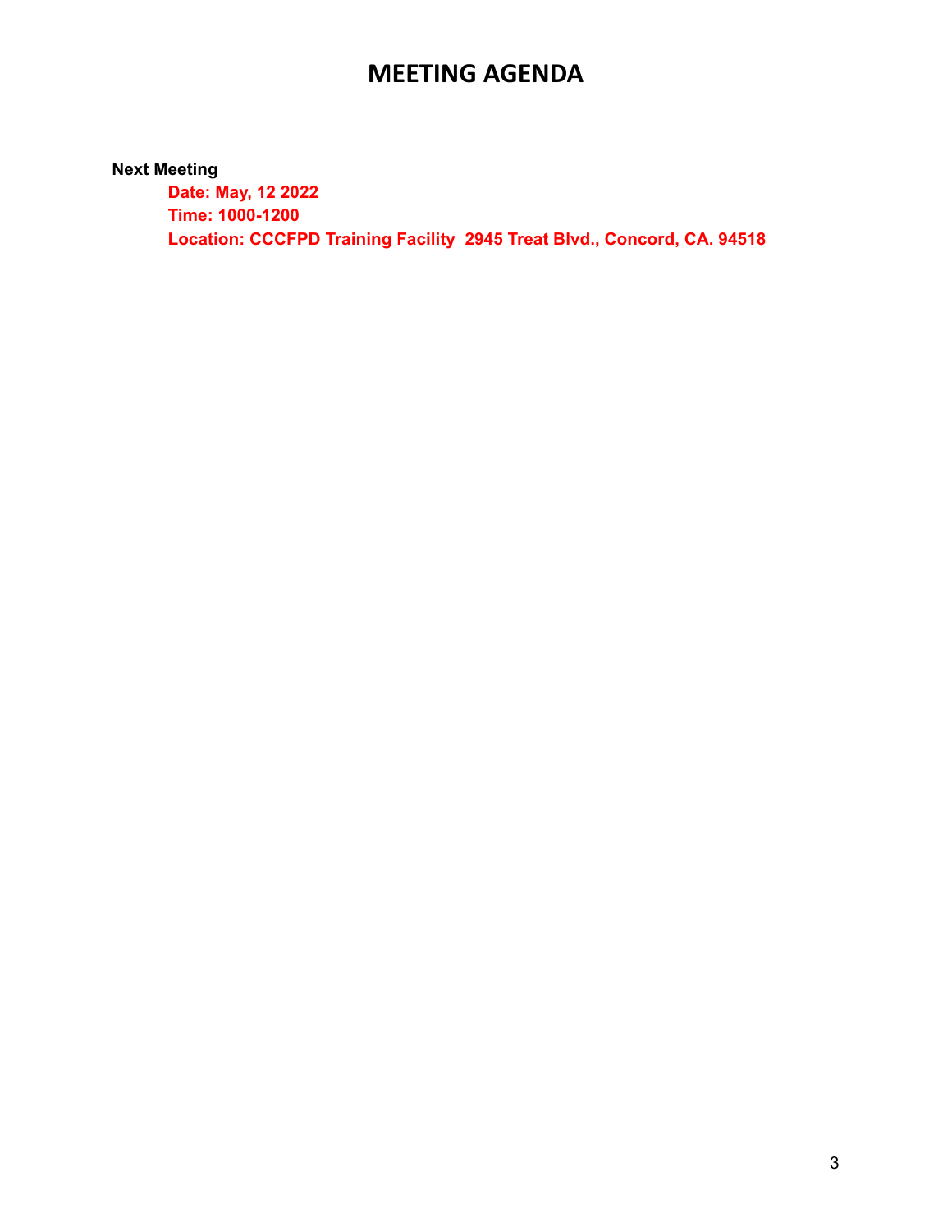# MEETING AGENDA

**Next Meeting**

**Date: May, 12 2022**
**Time: 1000-1200**
**Location: CCCFPD Training Facility 2945 Treat Blvd., Concord, CA. 94518**